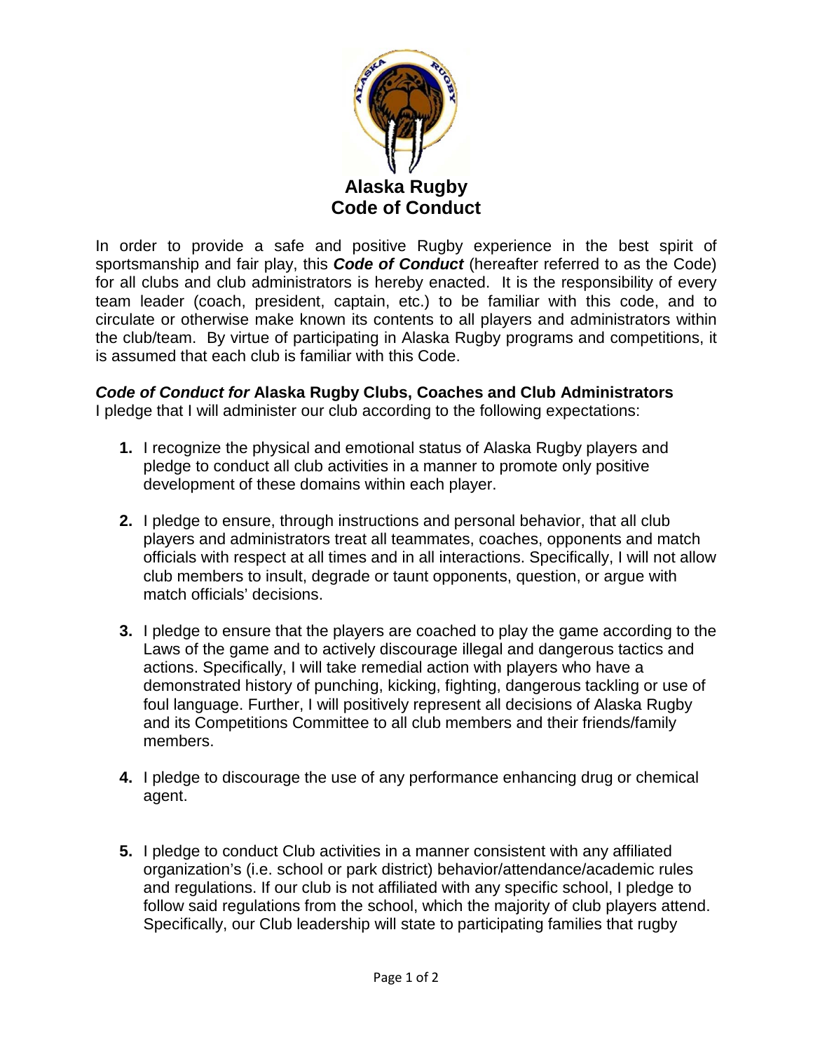# Alaska Rugby
# Code of Conduct

In order to provide a safe and positive Rugby experience in the best spirit of sportsmanship and fair play, this ***Code of Conduct*** (hereafter referred to as the Code) for all clubs and club administrators is hereby enacted. It is the responsibility of every team leader (coach, president, captain, etc.) to be familiar with this code, and to circulate or otherwise make known its contents to all players and administrators within the club/team. By virtue of participating in Alaska Rugby programs and competitions, it is assumed that each club is familiar with this Code.

***Code of Conduct for* Alaska Rugby Clubs, Coaches and Club Administrators**

I pledge that I will administer our club according to the following expectations:

1. I recognize the physical and emotional status of Alaska Rugby players and pledge to conduct all club activities in a manner to promote only positive development of these domains within each player.

2. I pledge to ensure, through instructions and personal behavior, that all club players and administrators treat all teammates, coaches, opponents and match officials with respect at all times and in all interactions. Specifically, I will not allow club members to insult, degrade or taunt opponents, question, or argue with match officials' decisions.

3. I pledge to ensure that the players are coached to play the game according to the Laws of the game and to actively discourage illegal and dangerous tactics and actions. Specifically, I will take remedial action with players who have a demonstrated history of punching, kicking, fighting, dangerous tackling or use of foul language. Further, I will positively represent all decisions of Alaska Rugby and its Competitions Committee to all club members and their friends/family members.

4. I pledge to discourage the use of any performance enhancing drug or chemical agent.

5. I pledge to conduct Club activities in a manner consistent with any affiliated organization's (i.e. school or park district) behavior/attendance/academic rules and regulations. If our club is not affiliated with any specific school, I pledge to follow said regulations from the school, which the majority of club players attend. Specifically, our Club leadership will state to participating families that rugby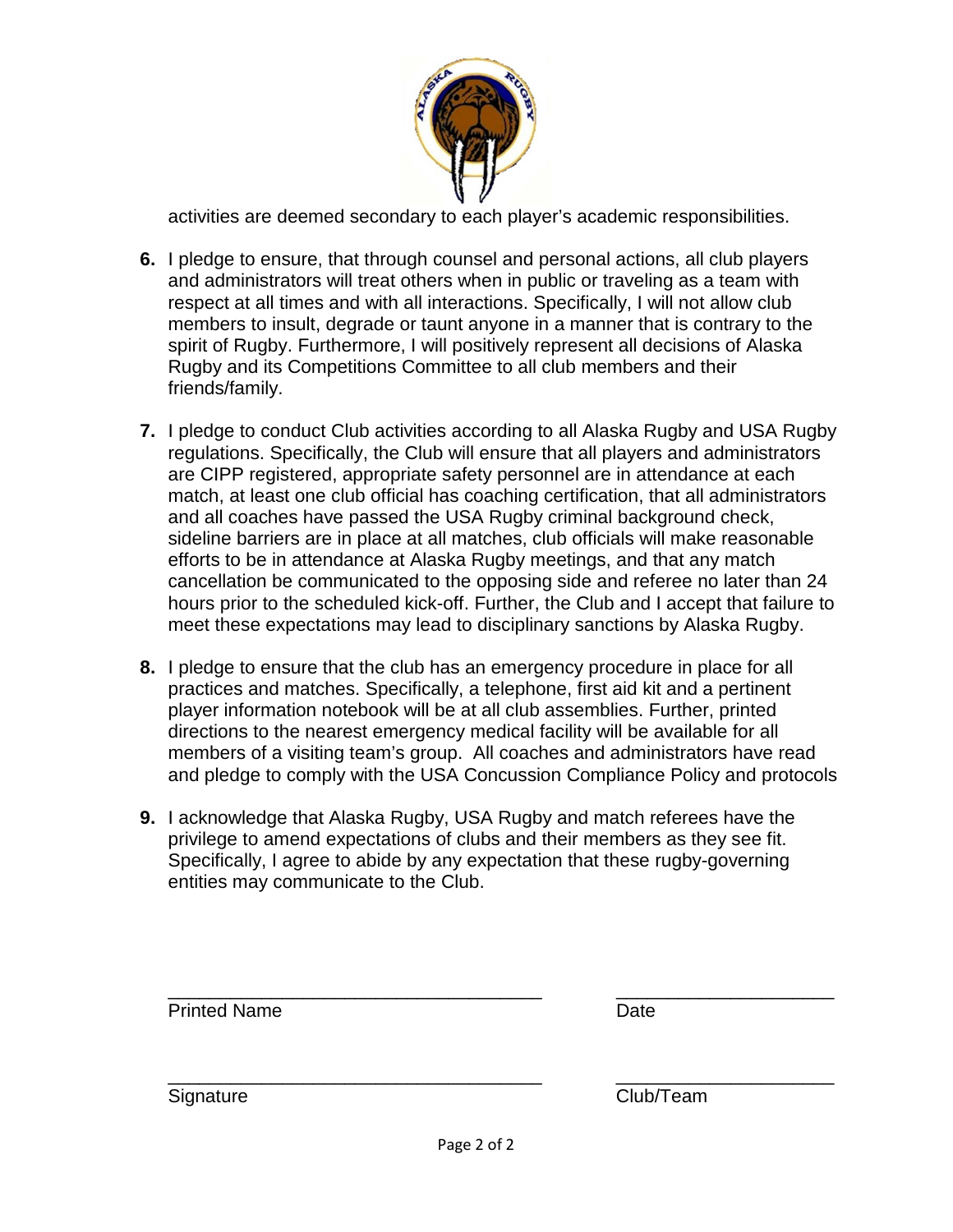activities are deemed secondary to each player's academic responsibilities.

6. I pledge to ensure, that through counsel and personal actions, all club players and administrators will treat others when in public or traveling as a team with respect at all times and with all interactions. Specifically, I will not allow club members to insult, degrade or taunt anyone in a manner that is contrary to the spirit of Rugby. Furthermore, I will positively represent all decisions of Alaska Rugby and its Competitions Committee to all club members and their friends/family.

7. I pledge to conduct Club activities according to all Alaska Rugby and USA Rugby regulations. Specifically, the Club will ensure that all players and administrators are CIPP registered, appropriate safety personnel are in attendance at each match, at least one club official has coaching certification, that all administrators and all coaches have passed the USA Rugby criminal background check, sideline barriers are in place at all matches, club officials will make reasonable efforts to be in attendance at Alaska Rugby meetings, and that any match cancellation be communicated to the opposing side and referee no later than 24 hours prior to the scheduled kick-off. Further, the Club and I accept that failure to meet these expectations may lead to disciplinary sanctions by Alaska Rugby.

8. I pledge to ensure that the club has an emergency procedure in place for all practices and matches. Specifically, a telephone, first aid kit and a pertinent player information notebook will be at all club assemblies. Further, printed directions to the nearest emergency medical facility will be available for all members of a visiting team's group. All coaches and administrators have read and pledge to comply with the USA Concussion Compliance Policy and protocols

9. I acknowledge that Alaska Rugby, USA Rugby and match referees have the privilege to amend expectations of clubs and their members as they see fit. Specifically, I agree to abide by any expectation that these rugby-governing entities may communicate to the Club.

\_\_\_\_\_\_\_\_\_\_\_\_\_\_\_\_\_\_\_\_\_\_\_\_\_\_\_\_\_\_\_\_\_\_\_\_ \_\_\_\_\_\_\_\_\_\_\_\_\_\_\_\_\_\_\_\_\_

Printed Name Date

\_\_\_\_\_\_\_\_\_\_\_\_\_\_\_\_\_\_\_\_\_\_\_\_\_\_\_\_\_\_\_\_\_\_\_\_ \_\_\_\_\_\_\_\_\_\_\_\_\_\_\_\_\_\_\_\_\_

Signature Club/Team